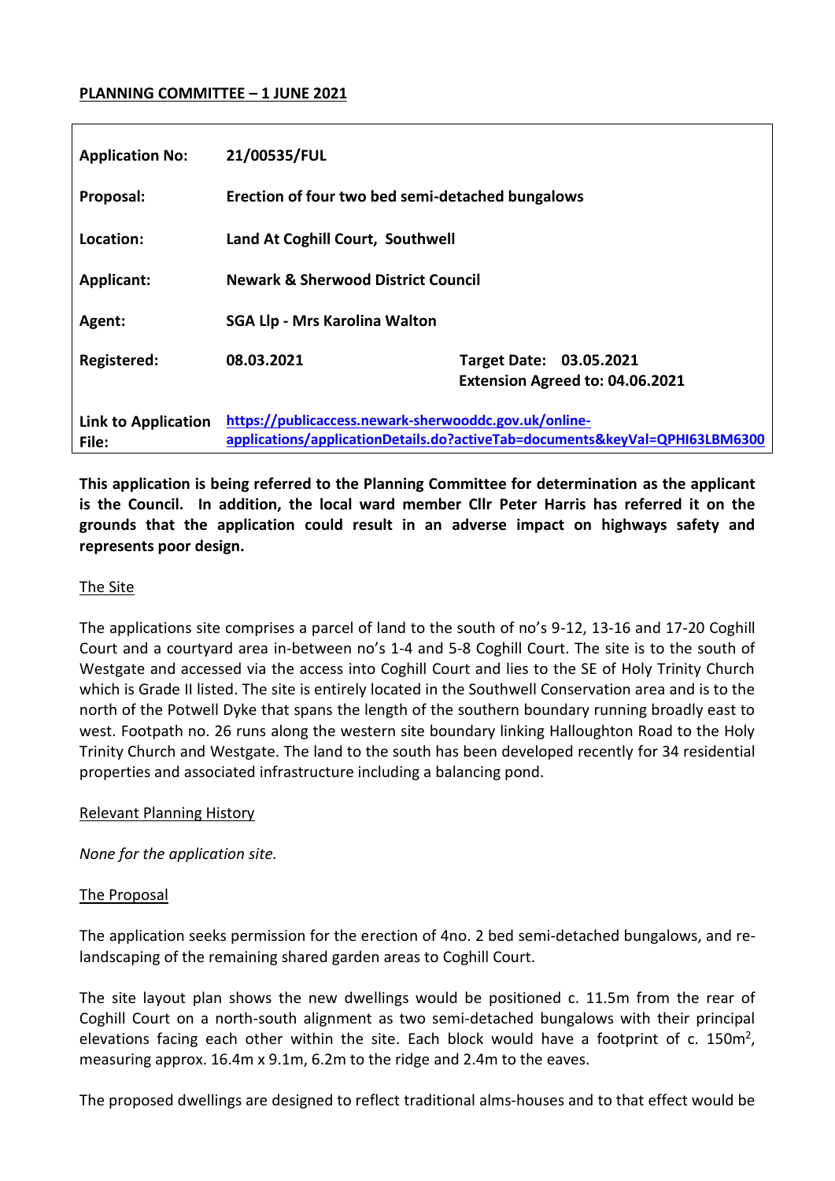**PLANNING COMMITTEE – 1 JUNE 2021**

| | | |
|---|---|---|
| **Application No:** | **21/00535/FUL** | |
| **Proposal:** | **Erection of four two bed semi-detached bungalows** | |
| **Location:** | **Land At Coghill Court, Southwell** | |
| **Applicant:** | **Newark & Sherwood District Council** | |
| **Agent:** | **SGA Llp - Mrs Karolina Walton** | |
| **Registered:** | **08.03.2021** | **Target Date: 03.05.2021** **Extension Agreed to: 04.06.2021** |
| **Link to Application File:** | **https://publicaccess.newark-sherwooddc.gov.uk/online-applications/applicationDetails.do?activeTab=documents&keyVal=QPHI63LBM6300** | |

**This application is being referred to the Planning Committee for determination as the applicant is the Council. In addition, the local ward member Cllr Peter Harris has referred it on the grounds that the application could result in an adverse impact on highways safety and represents poor design.**

## The Site

The applications site comprises a parcel of land to the south of no's 9-12, 13-16 and 17-20 Coghill Court and a courtyard area in-between no's 1-4 and 5-8 Coghill Court. The site is to the south of Westgate and accessed via the access into Coghill Court and lies to the SE of Holy Trinity Church which is Grade II listed. The site is entirely located in the Southwell Conservation area and is to the north of the Potwell Dyke that spans the length of the southern boundary running broadly east to west. Footpath no. 26 runs along the western site boundary linking Halloughton Road to the Holy Trinity Church and Westgate. The land to the south has been developed recently for 34 residential properties and associated infrastructure including a balancing pond.

## Relevant Planning History

*None for the application site.*

## The Proposal

The application seeks permission for the erection of 4no. 2 bed semi-detached bungalows, and re-landscaping of the remaining shared garden areas to Coghill Court.

The site layout plan shows the new dwellings would be positioned c. 11.5m from the rear of Coghill Court on a north-south alignment as two semi-detached bungalows with their principal elevations facing each other within the site. Each block would have a footprint of c. 150m$^2$, measuring approx. 16.4m x 9.1m, 6.2m to the ridge and 2.4m to the eaves.

The proposed dwellings are designed to reflect traditional alms-houses and to that effect would be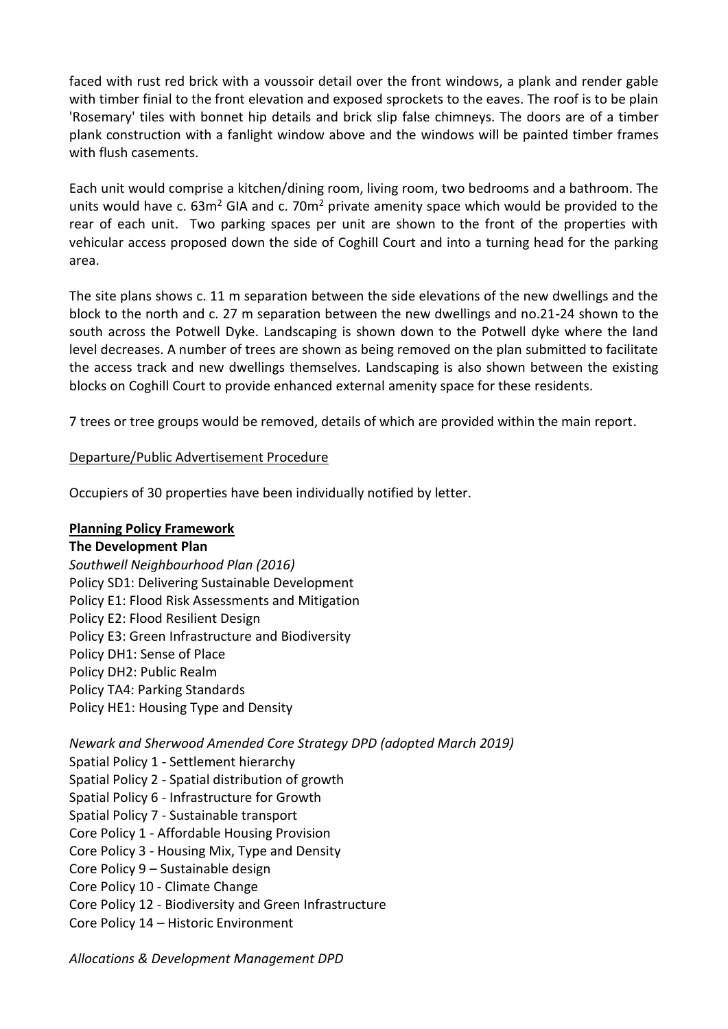faced with rust red brick with a voussoir detail over the front windows, a plank and render gable with timber finial to the front elevation and exposed sprockets to the eaves. The roof is to be plain 'Rosemary' tiles with bonnet hip details and brick slip false chimneys. The doors are of a timber plank construction with a fanlight window above and the windows will be painted timber frames with flush casements.

Each unit would comprise a kitchen/dining room, living room, two bedrooms and a bathroom. The units would have c. $63m^2$ GIA and c. $70m^2$ private amenity space which would be provided to the rear of each unit. Two parking spaces per unit are shown to the front of the properties with vehicular access proposed down the side of Coghill Court and into a turning head for the parking area.

The site plans shows c. 11 m separation between the side elevations of the new dwellings and the block to the north and c. 27 m separation between the new dwellings and no.21-24 shown to the south across the Potwell Dyke. Landscaping is shown down to the Potwell dyke where the land level decreases. A number of trees are shown as being removed on the plan submitted to facilitate the access track and new dwellings themselves. Landscaping is also shown between the existing blocks on Coghill Court to provide enhanced external amenity space for these residents.

7 trees or tree groups would be removed, details of which are provided within the main report.

Departure/Public Advertisement Procedure

Occupiers of 30 properties have been individually notified by letter.

**Planning Policy Framework**

**The Development Plan**

*Southwell Neighbourhood Plan (2016)*
Policy SD1: Delivering Sustainable Development
Policy E1: Flood Risk Assessments and Mitigation
Policy E2: Flood Resilient Design
Policy E3: Green Infrastructure and Biodiversity
Policy DH1: Sense of Place
Policy DH2: Public Realm
Policy TA4: Parking Standards
Policy HE1: Housing Type and Density

*Newark and Sherwood Amended Core Strategy DPD (adopted March 2019)*
Spatial Policy 1 - Settlement hierarchy
Spatial Policy 2 - Spatial distribution of growth
Spatial Policy 6 - Infrastructure for Growth
Spatial Policy 7 - Sustainable transport
Core Policy 1 - Affordable Housing Provision
Core Policy 3 - Housing Mix, Type and Density
Core Policy 9 – Sustainable design
Core Policy 10 - Climate Change
Core Policy 12 - Biodiversity and Green Infrastructure
Core Policy 14 – Historic Environment

*Allocations & Development Management DPD*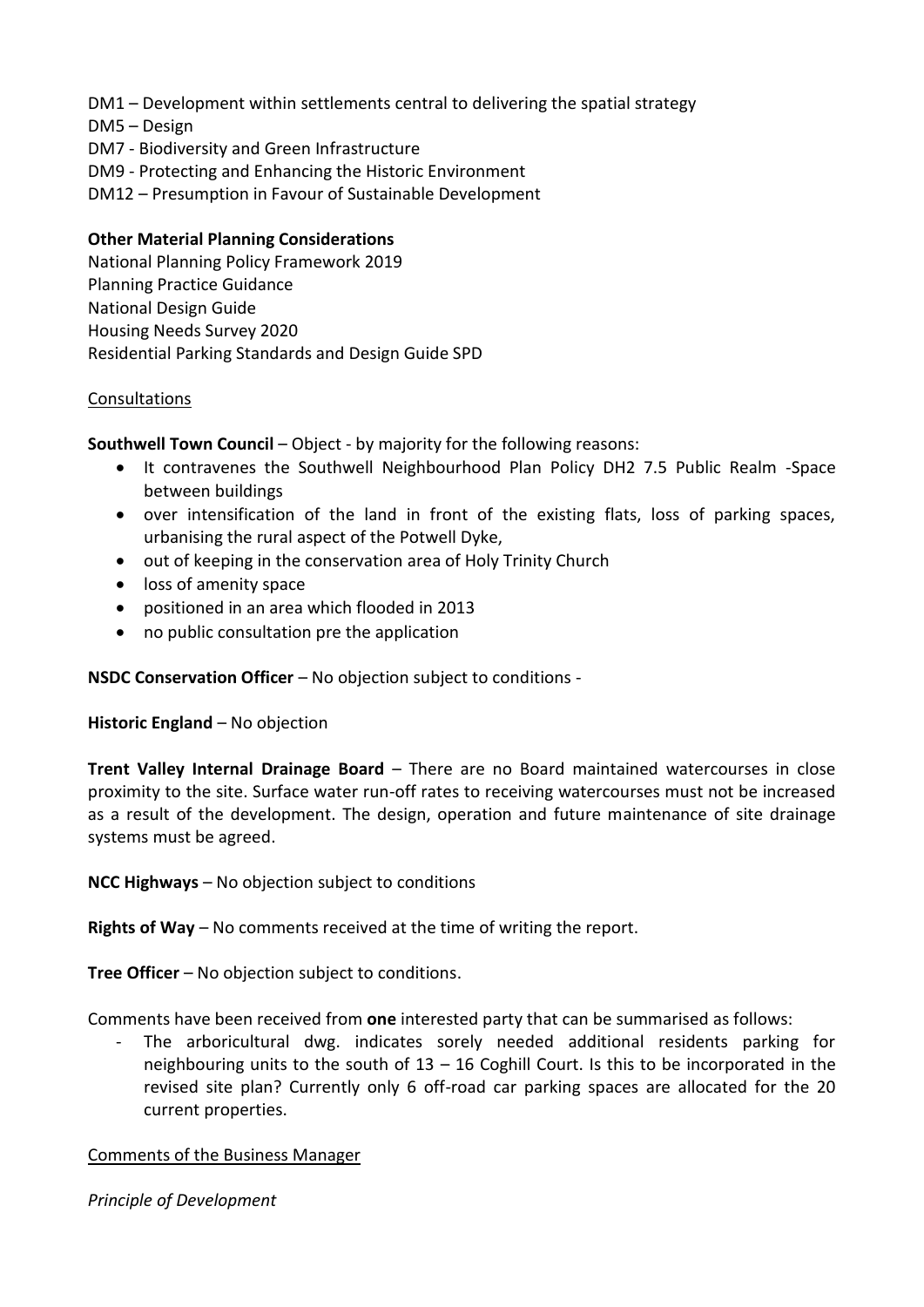DM1 – Development within settlements central to delivering the spatial strategy
DM5 – Design
DM7 - Biodiversity and Green Infrastructure
DM9 - Protecting and Enhancing the Historic Environment
DM12 – Presumption in Favour of Sustainable Development

**Other Material Planning Considerations**
National Planning Policy Framework 2019
Planning Practice Guidance
National Design Guide
Housing Needs Survey 2020
Residential Parking Standards and Design Guide SPD

Consultations

**Southwell Town Council** – Object - by majority for the following reasons:

- It contravenes the Southwell Neighbourhood Plan Policy DH2 7.5 Public Realm -Space between buildings
- over intensification of the land in front of the existing flats, loss of parking spaces, urbanising the rural aspect of the Potwell Dyke,
- out of keeping in the conservation area of Holy Trinity Church
- loss of amenity space
- positioned in an area which flooded in 2013
- no public consultation pre the application

**NSDC Conservation Officer** – No objection subject to conditions -

**Historic England** – No objection

**Trent Valley Internal Drainage Board** – There are no Board maintained watercourses in close proximity to the site. Surface water run-off rates to receiving watercourses must not be increased as a result of the development. The design, operation and future maintenance of site drainage systems must be agreed.

**NCC Highways** – No objection subject to conditions

**Rights of Way** – No comments received at the time of writing the report.

**Tree Officer** – No objection subject to conditions.

Comments have been received from **one** interested party that can be summarised as follows:

- The arboricultural dwg. indicates sorely needed additional residents parking for neighbouring units to the south of 13 – 16 Coghill Court. Is this to be incorporated in the revised site plan? Currently only 6 off-road car parking spaces are allocated for the 20 current properties.

Comments of the Business Manager

*Principle of Development*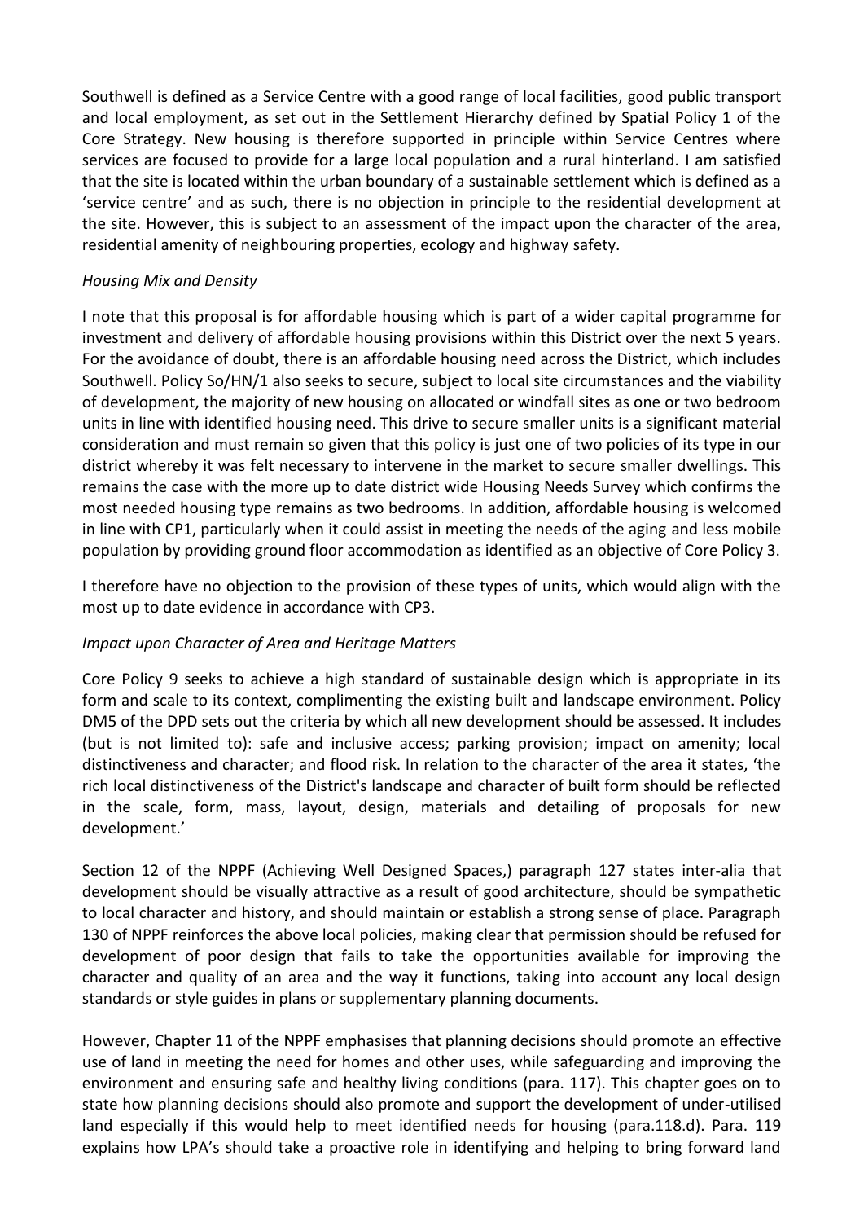Southwell is defined as a Service Centre with a good range of local facilities, good public transport and local employment, as set out in the Settlement Hierarchy defined by Spatial Policy 1 of the Core Strategy. New housing is therefore supported in principle within Service Centres where services are focused to provide for a large local population and a rural hinterland. I am satisfied that the site is located within the urban boundary of a sustainable settlement which is defined as a 'service centre' and as such, there is no objection in principle to the residential development at the site. However, this is subject to an assessment of the impact upon the character of the area, residential amenity of neighbouring properties, ecology and highway safety.

*Housing Mix and Density*

I note that this proposal is for affordable housing which is part of a wider capital programme for investment and delivery of affordable housing provisions within this District over the next 5 years. For the avoidance of doubt, there is an affordable housing need across the District, which includes Southwell. Policy So/HN/1 also seeks to secure, subject to local site circumstances and the viability of development, the majority of new housing on allocated or windfall sites as one or two bedroom units in line with identified housing need. This drive to secure smaller units is a significant material consideration and must remain so given that this policy is just one of two policies of its type in our district whereby it was felt necessary to intervene in the market to secure smaller dwellings. This remains the case with the more up to date district wide Housing Needs Survey which confirms the most needed housing type remains as two bedrooms. In addition, affordable housing is welcomed in line with CP1, particularly when it could assist in meeting the needs of the aging and less mobile population by providing ground floor accommodation as identified as an objective of Core Policy 3.

I therefore have no objection to the provision of these types of units, which would align with the most up to date evidence in accordance with CP3.

*Impact upon Character of Area and Heritage Matters*

Core Policy 9 seeks to achieve a high standard of sustainable design which is appropriate in its form and scale to its context, complimenting the existing built and landscape environment. Policy DM5 of the DPD sets out the criteria by which all new development should be assessed. It includes (but is not limited to): safe and inclusive access; parking provision; impact on amenity; local distinctiveness and character; and flood risk. In relation to the character of the area it states, 'the rich local distinctiveness of the District's landscape and character of built form should be reflected in the scale, form, mass, layout, design, materials and detailing of proposals for new development.'

Section 12 of the NPPF (Achieving Well Designed Spaces,) paragraph 127 states inter-alia that development should be visually attractive as a result of good architecture, should be sympathetic to local character and history, and should maintain or establish a strong sense of place. Paragraph 130 of NPPF reinforces the above local policies, making clear that permission should be refused for development of poor design that fails to take the opportunities available for improving the character and quality of an area and the way it functions, taking into account any local design standards or style guides in plans or supplementary planning documents.

However, Chapter 11 of the NPPF emphasises that planning decisions should promote an effective use of land in meeting the need for homes and other uses, while safeguarding and improving the environment and ensuring safe and healthy living conditions (para. 117). This chapter goes on to state how planning decisions should also promote and support the development of under-utilised land especially if this would help to meet identified needs for housing (para.118.d). Para. 119 explains how LPA's should take a proactive role in identifying and helping to bring forward land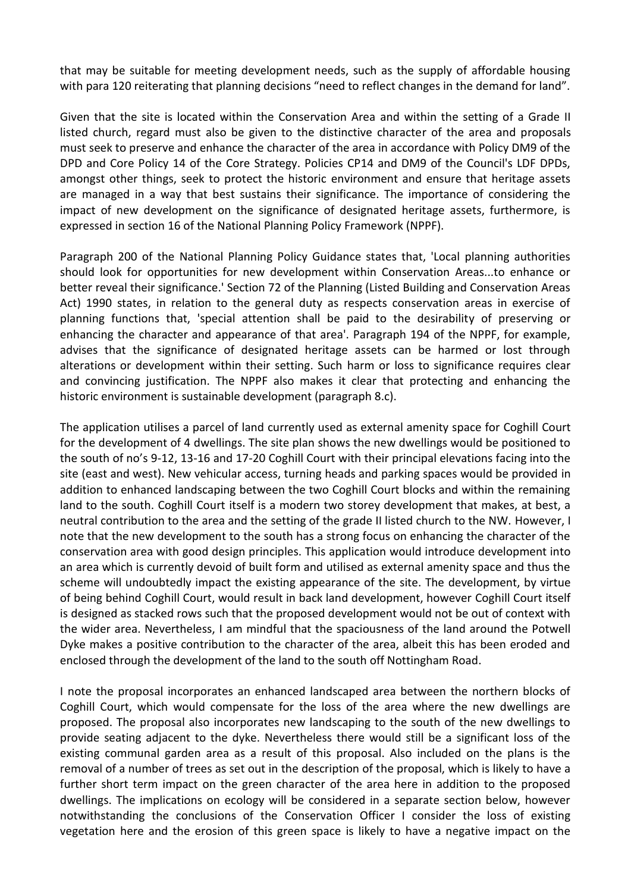that may be suitable for meeting development needs, such as the supply of affordable housing with para 120 reiterating that planning decisions "need to reflect changes in the demand for land".

Given that the site is located within the Conservation Area and within the setting of a Grade II listed church, regard must also be given to the distinctive character of the area and proposals must seek to preserve and enhance the character of the area in accordance with Policy DM9 of the DPD and Core Policy 14 of the Core Strategy. Policies CP14 and DM9 of the Council's LDF DPDs, amongst other things, seek to protect the historic environment and ensure that heritage assets are managed in a way that best sustains their significance. The importance of considering the impact of new development on the significance of designated heritage assets, furthermore, is expressed in section 16 of the National Planning Policy Framework (NPPF).

Paragraph 200 of the National Planning Policy Guidance states that, 'Local planning authorities should look for opportunities for new development within Conservation Areas...to enhance or better reveal their significance.' Section 72 of the Planning (Listed Building and Conservation Areas Act) 1990 states, in relation to the general duty as respects conservation areas in exercise of planning functions that, 'special attention shall be paid to the desirability of preserving or enhancing the character and appearance of that area'. Paragraph 194 of the NPPF, for example, advises that the significance of designated heritage assets can be harmed or lost through alterations or development within their setting. Such harm or loss to significance requires clear and convincing justification. The NPPF also makes it clear that protecting and enhancing the historic environment is sustainable development (paragraph 8.c).

The application utilises a parcel of land currently used as external amenity space for Coghill Court for the development of 4 dwellings. The site plan shows the new dwellings would be positioned to the south of no's 9-12, 13-16 and 17-20 Coghill Court with their principal elevations facing into the site (east and west). New vehicular access, turning heads and parking spaces would be provided in addition to enhanced landscaping between the two Coghill Court blocks and within the remaining land to the south. Coghill Court itself is a modern two storey development that makes, at best, a neutral contribution to the area and the setting of the grade II listed church to the NW. However, I note that the new development to the south has a strong focus on enhancing the character of the conservation area with good design principles. This application would introduce development into an area which is currently devoid of built form and utilised as external amenity space and thus the scheme will undoubtedly impact the existing appearance of the site. The development, by virtue of being behind Coghill Court, would result in back land development, however Coghill Court itself is designed as stacked rows such that the proposed development would not be out of context with the wider area. Nevertheless, I am mindful that the spaciousness of the land around the Potwell Dyke makes a positive contribution to the character of the area, albeit this has been eroded and enclosed through the development of the land to the south off Nottingham Road.

I note the proposal incorporates an enhanced landscaped area between the northern blocks of Coghill Court, which would compensate for the loss of the area where the new dwellings are proposed. The proposal also incorporates new landscaping to the south of the new dwellings to provide seating adjacent to the dyke. Nevertheless there would still be a significant loss of the existing communal garden area as a result of this proposal. Also included on the plans is the removal of a number of trees as set out in the description of the proposal, which is likely to have a further short term impact on the green character of the area here in addition to the proposed dwellings. The implications on ecology will be considered in a separate section below, however notwithstanding the conclusions of the Conservation Officer I consider the loss of existing vegetation here and the erosion of this green space is likely to have a negative impact on the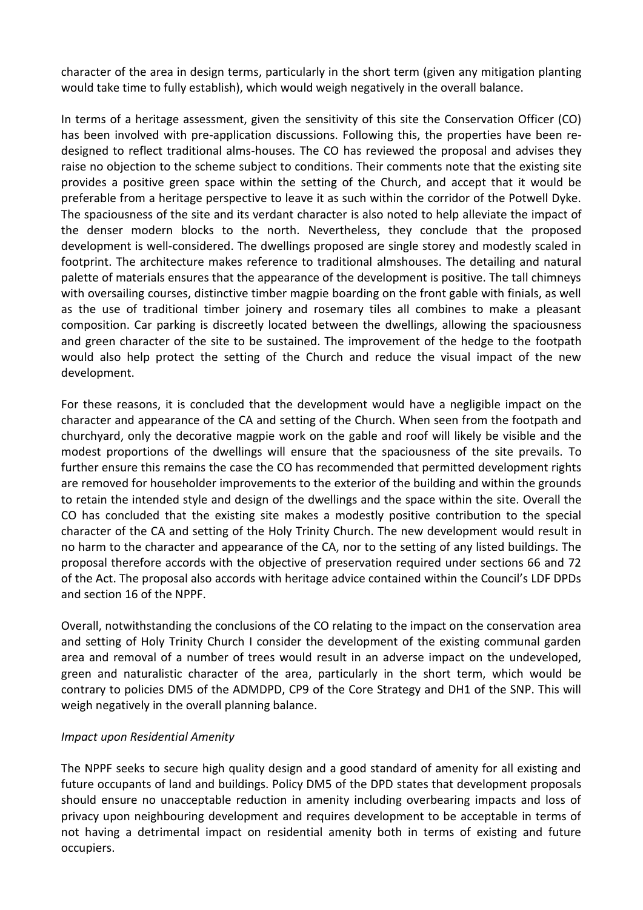character of the area in design terms, particularly in the short term (given any mitigation planting would take time to fully establish), which would weigh negatively in the overall balance.

In terms of a heritage assessment, given the sensitivity of this site the Conservation Officer (CO) has been involved with pre-application discussions. Following this, the properties have been re-designed to reflect traditional alms-houses. The CO has reviewed the proposal and advises they raise no objection to the scheme subject to conditions. Their comments note that the existing site provides a positive green space within the setting of the Church, and accept that it would be preferable from a heritage perspective to leave it as such within the corridor of the Potwell Dyke. The spaciousness of the site and its verdant character is also noted to help alleviate the impact of the denser modern blocks to the north. Nevertheless, they conclude that the proposed development is well-considered. The dwellings proposed are single storey and modestly scaled in footprint. The architecture makes reference to traditional almshouses. The detailing and natural palette of materials ensures that the appearance of the development is positive. The tall chimneys with oversailing courses, distinctive timber magpie boarding on the front gable with finials, as well as the use of traditional timber joinery and rosemary tiles all combines to make a pleasant composition. Car parking is discreetly located between the dwellings, allowing the spaciousness and green character of the site to be sustained. The improvement of the hedge to the footpath would also help protect the setting of the Church and reduce the visual impact of the new development.

For these reasons, it is concluded that the development would have a negligible impact on the character and appearance of the CA and setting of the Church. When seen from the footpath and churchyard, only the decorative magpie work on the gable and roof will likely be visible and the modest proportions of the dwellings will ensure that the spaciousness of the site prevails. To further ensure this remains the case the CO has recommended that permitted development rights are removed for householder improvements to the exterior of the building and within the grounds to retain the intended style and design of the dwellings and the space within the site. Overall the CO has concluded that the existing site makes a modestly positive contribution to the special character of the CA and setting of the Holy Trinity Church. The new development would result in no harm to the character and appearance of the CA, nor to the setting of any listed buildings. The proposal therefore accords with the objective of preservation required under sections 66 and 72 of the Act. The proposal also accords with heritage advice contained within the Council's LDF DPDs and section 16 of the NPPF.

Overall, notwithstanding the conclusions of the CO relating to the impact on the conservation area and setting of Holy Trinity Church I consider the development of the existing communal garden area and removal of a number of trees would result in an adverse impact on the undeveloped, green and naturalistic character of the area, particularly in the short term, which would be contrary to policies DM5 of the ADMDPD, CP9 of the Core Strategy and DH1 of the SNP. This will weigh negatively in the overall planning balance.

*Impact upon Residential Amenity*

The NPPF seeks to secure high quality design and a good standard of amenity for all existing and future occupants of land and buildings. Policy DM5 of the DPD states that development proposals should ensure no unacceptable reduction in amenity including overbearing impacts and loss of privacy upon neighbouring development and requires development to be acceptable in terms of not having a detrimental impact on residential amenity both in terms of existing and future occupiers.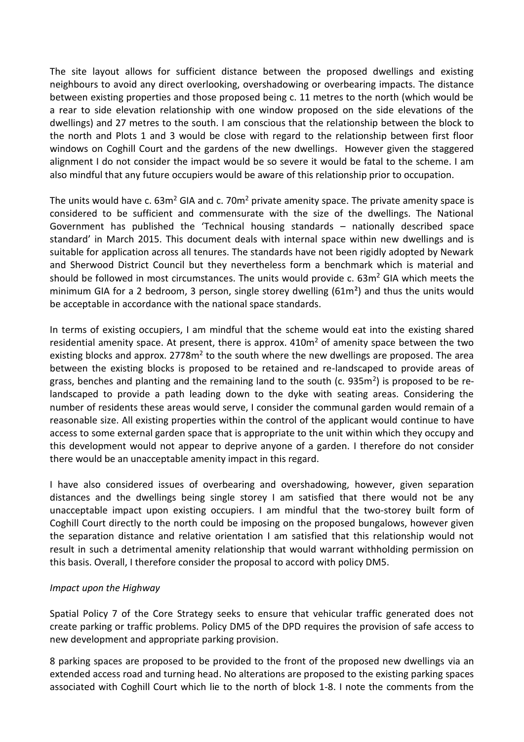The site layout allows for sufficient distance between the proposed dwellings and existing neighbours to avoid any direct overlooking, overshadowing or overbearing impacts. The distance between existing properties and those proposed being c. 11 metres to the north (which would be a rear to side elevation relationship with one window proposed on the side elevations of the dwellings) and 27 metres to the south. I am conscious that the relationship between the block to the north and Plots 1 and 3 would be close with regard to the relationship between first floor windows on Coghill Court and the gardens of the new dwellings. However given the staggered alignment I do not consider the impact would be so severe it would be fatal to the scheme. I am also mindful that any future occupiers would be aware of this relationship prior to occupation.

The units would have c. $63m^2$ GIA and c. $70m^2$ private amenity space. The private amenity space is considered to be sufficient and commensurate with the size of the dwellings. The National Government has published the 'Technical housing standards – nationally described space standard' in March 2015. This document deals with internal space within new dwellings and is suitable for application across all tenures. The standards have not been rigidly adopted by Newark and Sherwood District Council but they nevertheless form a benchmark which is material and should be followed in most circumstances. The units would provide c. $63m^2$ GIA which meets the minimum GIA for a 2 bedroom, 3 person, single storey dwelling ($61m^2$) and thus the units would be acceptable in accordance with the national space standards.

In terms of existing occupiers, I am mindful that the scheme would eat into the existing shared residential amenity space. At present, there is approx. $410m^2$ of amenity space between the two existing blocks and approx. $2778m^2$ to the south where the new dwellings are proposed. The area between the existing blocks is proposed to be retained and re-landscaped to provide areas of grass, benches and planting and the remaining land to the south (c. $935m^2$) is proposed to be re-landscaped to provide a path leading down to the dyke with seating areas. Considering the number of residents these areas would serve, I consider the communal garden would remain of a reasonable size. All existing properties within the control of the applicant would continue to have access to some external garden space that is appropriate to the unit within which they occupy and this development would not appear to deprive anyone of a garden. I therefore do not consider there would be an unacceptable amenity impact in this regard.

I have also considered issues of overbearing and overshadowing, however, given separation distances and the dwellings being single storey I am satisfied that there would not be any unacceptable impact upon existing occupiers. I am mindful that the two-storey built form of Coghill Court directly to the north could be imposing on the proposed bungalows, however given the separation distance and relative orientation I am satisfied that this relationship would not result in such a detrimental amenity relationship that would warrant withholding permission on this basis. Overall, I therefore consider the proposal to accord with policy DM5.

*Impact upon the Highway*

Spatial Policy 7 of the Core Strategy seeks to ensure that vehicular traffic generated does not create parking or traffic problems. Policy DM5 of the DPD requires the provision of safe access to new development and appropriate parking provision.

8 parking spaces are proposed to be provided to the front of the proposed new dwellings via an extended access road and turning head. No alterations are proposed to the existing parking spaces associated with Coghill Court which lie to the north of block 1-8. I note the comments from the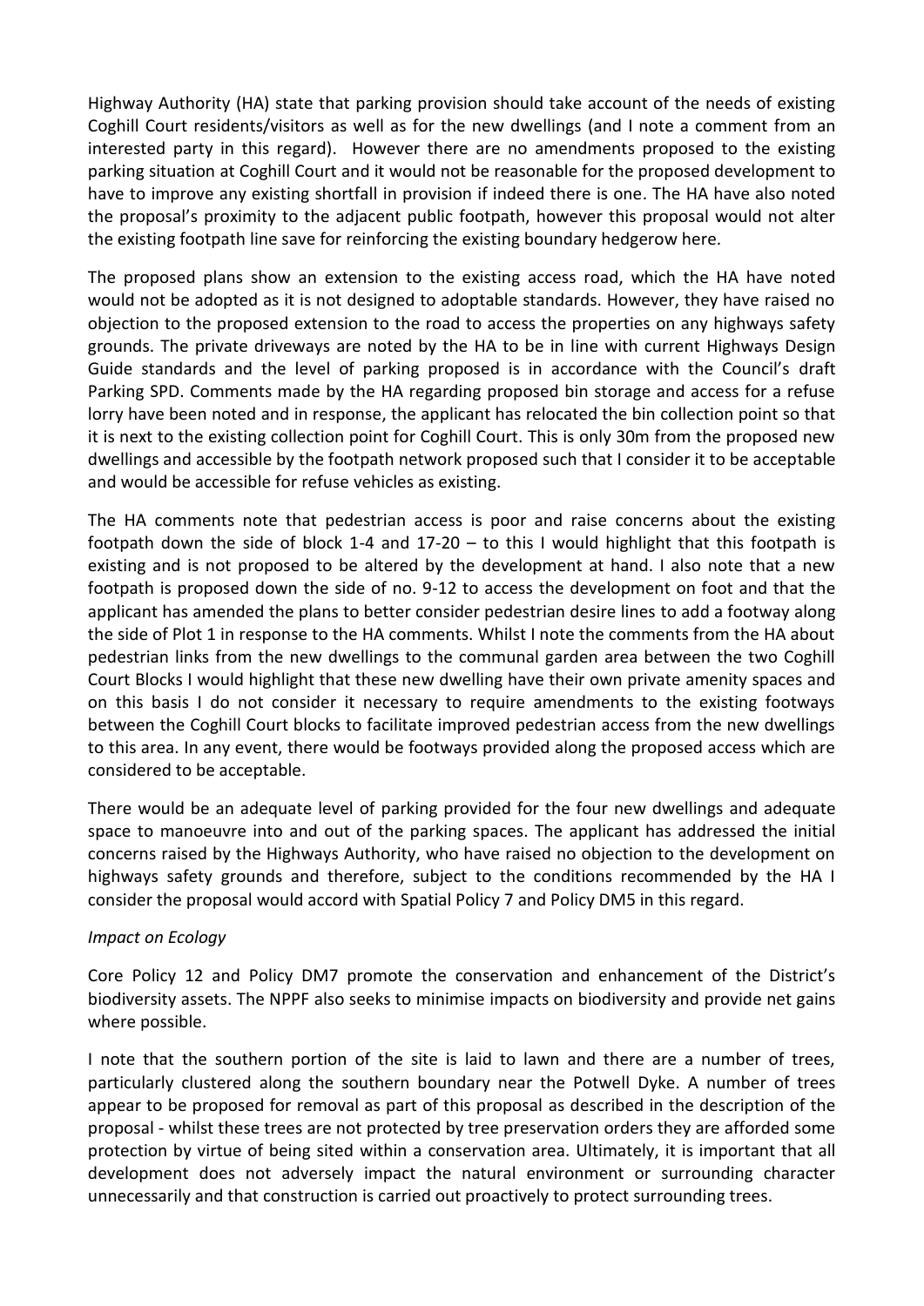Highway Authority (HA) state that parking provision should take account of the needs of existing Coghill Court residents/visitors as well as for the new dwellings (and I note a comment from an interested party in this regard). However there are no amendments proposed to the existing parking situation at Coghill Court and it would not be reasonable for the proposed development to have to improve any existing shortfall in provision if indeed there is one. The HA have also noted the proposal's proximity to the adjacent public footpath, however this proposal would not alter the existing footpath line save for reinforcing the existing boundary hedgerow here.

The proposed plans show an extension to the existing access road, which the HA have noted would not be adopted as it is not designed to adoptable standards. However, they have raised no objection to the proposed extension to the road to access the properties on any highways safety grounds. The private driveways are noted by the HA to be in line with current Highways Design Guide standards and the level of parking proposed is in accordance with the Council's draft Parking SPD. Comments made by the HA regarding proposed bin storage and access for a refuse lorry have been noted and in response, the applicant has relocated the bin collection point so that it is next to the existing collection point for Coghill Court. This is only 30m from the proposed new dwellings and accessible by the footpath network proposed such that I consider it to be acceptable and would be accessible for refuse vehicles as existing.

The HA comments note that pedestrian access is poor and raise concerns about the existing footpath down the side of block 1-4 and 17-20 – to this I would highlight that this footpath is existing and is not proposed to be altered by the development at hand. I also note that a new footpath is proposed down the side of no. 9-12 to access the development on foot and that the applicant has amended the plans to better consider pedestrian desire lines to add a footway along the side of Plot 1 in response to the HA comments. Whilst I note the comments from the HA about pedestrian links from the new dwellings to the communal garden area between the two Coghill Court Blocks I would highlight that these new dwelling have their own private amenity spaces and on this basis I do not consider it necessary to require amendments to the existing footways between the Coghill Court blocks to facilitate improved pedestrian access from the new dwellings to this area. In any event, there would be footways provided along the proposed access which are considered to be acceptable.

There would be an adequate level of parking provided for the four new dwellings and adequate space to manoeuvre into and out of the parking spaces. The applicant has addressed the initial concerns raised by the Highways Authority, who have raised no objection to the development on highways safety grounds and therefore, subject to the conditions recommended by the HA I consider the proposal would accord with Spatial Policy 7 and Policy DM5 in this regard.

*Impact on Ecology*

Core Policy 12 and Policy DM7 promote the conservation and enhancement of the District's biodiversity assets. The NPPF also seeks to minimise impacts on biodiversity and provide net gains where possible.

I note that the southern portion of the site is laid to lawn and there are a number of trees, particularly clustered along the southern boundary near the Potwell Dyke. A number of trees appear to be proposed for removal as part of this proposal as described in the description of the proposal - whilst these trees are not protected by tree preservation orders they are afforded some protection by virtue of being sited within a conservation area. Ultimately, it is important that all development does not adversely impact the natural environment or surrounding character unnecessarily and that construction is carried out proactively to protect surrounding trees.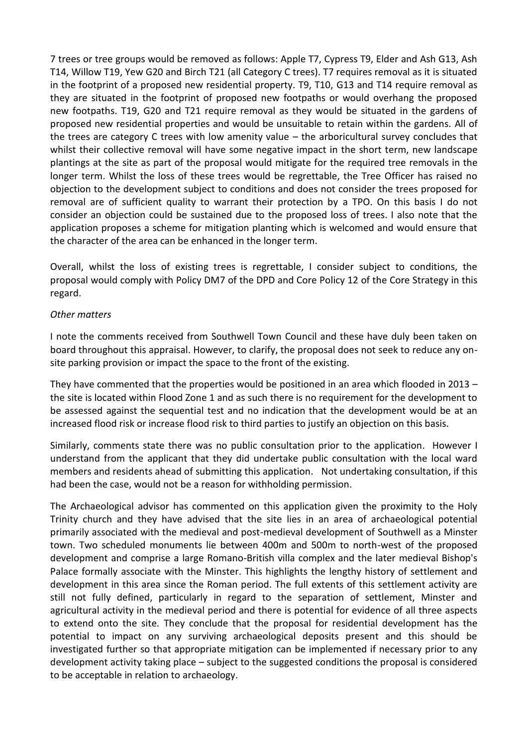7 trees or tree groups would be removed as follows: Apple T7, Cypress T9, Elder and Ash G13, Ash T14, Willow T19, Yew G20 and Birch T21 (all Category C trees). T7 requires removal as it is situated in the footprint of a proposed new residential property. T9, T10, G13 and T14 require removal as they are situated in the footprint of proposed new footpaths or would overhang the proposed new footpaths. T19, G20 and T21 require removal as they would be situated in the gardens of proposed new residential properties and would be unsuitable to retain within the gardens. All of the trees are category C trees with low amenity value – the arboricultural survey concludes that whilst their collective removal will have some negative impact in the short term, new landscape plantings at the site as part of the proposal would mitigate for the required tree removals in the longer term. Whilst the loss of these trees would be regrettable, the Tree Officer has raised no objection to the development subject to conditions and does not consider the trees proposed for removal are of sufficient quality to warrant their protection by a TPO. On this basis I do not consider an objection could be sustained due to the proposed loss of trees. I also note that the application proposes a scheme for mitigation planting which is welcomed and would ensure that the character of the area can be enhanced in the longer term.

Overall, whilst the loss of existing trees is regrettable, I consider subject to conditions, the proposal would comply with Policy DM7 of the DPD and Core Policy 12 of the Core Strategy in this regard.

*Other matters*

I note the comments received from Southwell Town Council and these have duly been taken on board throughout this appraisal. However, to clarify, the proposal does not seek to reduce any on-site parking provision or impact the space to the front of the existing.

They have commented that the properties would be positioned in an area which flooded in 2013 – the site is located within Flood Zone 1 and as such there is no requirement for the development to be assessed against the sequential test and no indication that the development would be at an increased flood risk or increase flood risk to third parties to justify an objection on this basis.

Similarly, comments state there was no public consultation prior to the application. However I understand from the applicant that they did undertake public consultation with the local ward members and residents ahead of submitting this application. Not undertaking consultation, if this had been the case, would not be a reason for withholding permission.

The Archaeological advisor has commented on this application given the proximity to the Holy Trinity church and they have advised that the site lies in an area of archaeological potential primarily associated with the medieval and post-medieval development of Southwell as a Minster town. Two scheduled monuments lie between 400m and 500m to north-west of the proposed development and comprise a large Romano-British villa complex and the later medieval Bishop's Palace formally associate with the Minster. This highlights the lengthy history of settlement and development in this area since the Roman period. The full extents of this settlement activity are still not fully defined, particularly in regard to the separation of settlement, Minster and agricultural activity in the medieval period and there is potential for evidence of all three aspects to extend onto the site. They conclude that the proposal for residential development has the potential to impact on any surviving archaeological deposits present and this should be investigated further so that appropriate mitigation can be implemented if necessary prior to any development activity taking place – subject to the suggested conditions the proposal is considered to be acceptable in relation to archaeology.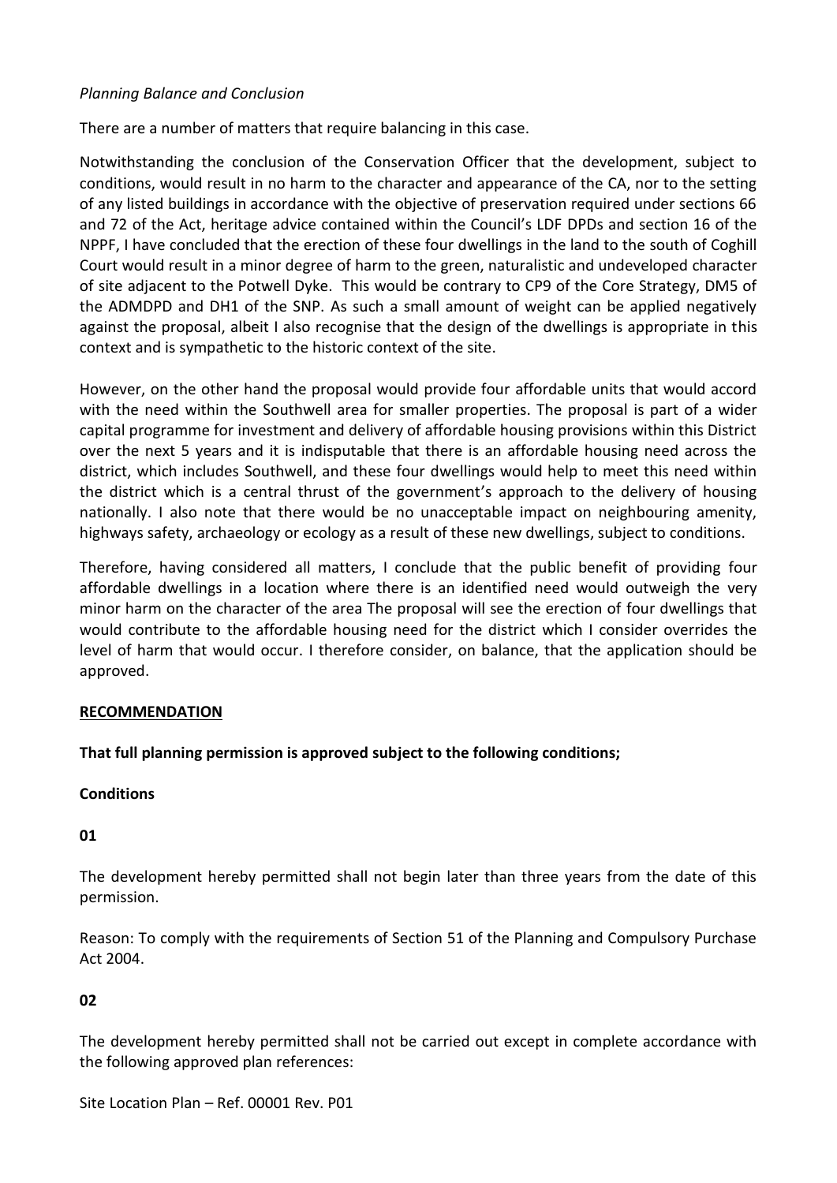*Planning Balance and Conclusion*

There are a number of matters that require balancing in this case.

Notwithstanding the conclusion of the Conservation Officer that the development, subject to conditions, would result in no harm to the character and appearance of the CA, nor to the setting of any listed buildings in accordance with the objective of preservation required under sections 66 and 72 of the Act, heritage advice contained within the Council's LDF DPDs and section 16 of the NPPF, I have concluded that the erection of these four dwellings in the land to the south of Coghill Court would result in a minor degree of harm to the green, naturalistic and undeveloped character of site adjacent to the Potwell Dyke. This would be contrary to CP9 of the Core Strategy, DM5 of the ADMDPD and DH1 of the SNP. As such a small amount of weight can be applied negatively against the proposal, albeit I also recognise that the design of the dwellings is appropriate in this context and is sympathetic to the historic context of the site.

However, on the other hand the proposal would provide four affordable units that would accord with the need within the Southwell area for smaller properties. The proposal is part of a wider capital programme for investment and delivery of affordable housing provisions within this District over the next 5 years and it is indisputable that there is an affordable housing need across the district, which includes Southwell, and these four dwellings would help to meet this need within the district which is a central thrust of the government's approach to the delivery of housing nationally. I also note that there would be no unacceptable impact on neighbouring amenity, highways safety, archaeology or ecology as a result of these new dwellings, subject to conditions.

Therefore, having considered all matters, I conclude that the public benefit of providing four affordable dwellings in a location where there is an identified need would outweigh the very minor harm on the character of the area The proposal will see the erection of four dwellings that would contribute to the affordable housing need for the district which I consider overrides the level of harm that would occur. I therefore consider, on balance, that the application should be approved.

## **RECOMMENDATION**

**That full planning permission is approved subject to the following conditions;**

**Conditions**

**01**

The development hereby permitted shall not begin later than three years from the date of this permission.

Reason: To comply with the requirements of Section 51 of the Planning and Compulsory Purchase Act 2004.

**02**

The development hereby permitted shall not be carried out except in complete accordance with the following approved plan references:

Site Location Plan – Ref. 00001 Rev. P01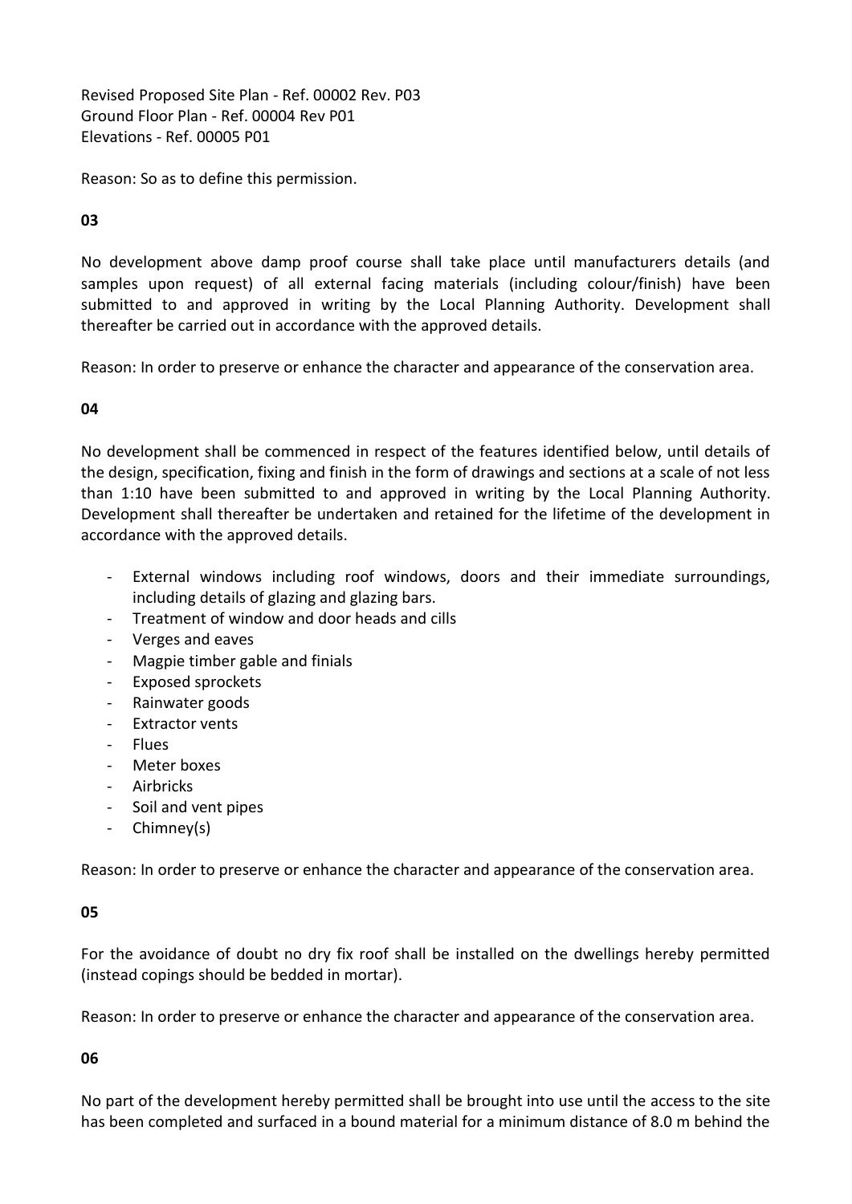Revised Proposed Site Plan - Ref. 00002 Rev. P03
Ground Floor Plan - Ref. 00004 Rev P01
Elevations - Ref. 00005 P01

Reason: So as to define this permission.

**03**

No development above damp proof course shall take place until manufacturers details (and samples upon request) of all external facing materials (including colour/finish) have been submitted to and approved in writing by the Local Planning Authority. Development shall thereafter be carried out in accordance with the approved details.

Reason: In order to preserve or enhance the character and appearance of the conservation area.

**04**

No development shall be commenced in respect of the features identified below, until details of the design, specification, fixing and finish in the form of drawings and sections at a scale of not less than 1:10 have been submitted to and approved in writing by the Local Planning Authority. Development shall thereafter be undertaken and retained for the lifetime of the development in accordance with the approved details.

- External windows including roof windows, doors and their immediate surroundings, including details of glazing and glazing bars.
- Treatment of window and door heads and cills
- Verges and eaves
- Magpie timber gable and finials
- Exposed sprockets
- Rainwater goods
- Extractor vents
- Flues
- Meter boxes
- Airbricks
- Soil and vent pipes
- Chimney(s)

Reason: In order to preserve or enhance the character and appearance of the conservation area.

**05**

For the avoidance of doubt no dry fix roof shall be installed on the dwellings hereby permitted (instead copings should be bedded in mortar).

Reason: In order to preserve or enhance the character and appearance of the conservation area.

**06**

No part of the development hereby permitted shall be brought into use until the access to the site has been completed and surfaced in a bound material for a minimum distance of 8.0 m behind the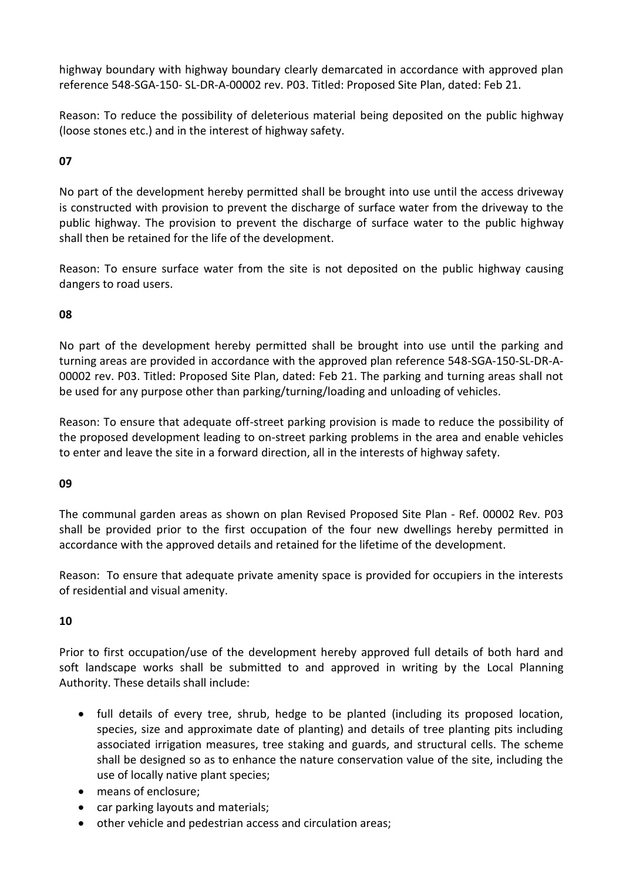highway boundary with highway boundary clearly demarcated in accordance with approved plan reference 548-SGA-150- SL-DR-A-00002 rev. P03. Titled: Proposed Site Plan, dated: Feb 21.

Reason: To reduce the possibility of deleterious material being deposited on the public highway (loose stones etc.) and in the interest of highway safety.

**07**

No part of the development hereby permitted shall be brought into use until the access driveway is constructed with provision to prevent the discharge of surface water from the driveway to the public highway. The provision to prevent the discharge of surface water to the public highway shall then be retained for the life of the development.

Reason: To ensure surface water from the site is not deposited on the public highway causing dangers to road users.

**08**

No part of the development hereby permitted shall be brought into use until the parking and turning areas are provided in accordance with the approved plan reference 548-SGA-150-SL-DR-A-00002 rev. P03. Titled: Proposed Site Plan, dated: Feb 21. The parking and turning areas shall not be used for any purpose other than parking/turning/loading and unloading of vehicles.

Reason: To ensure that adequate off-street parking provision is made to reduce the possibility of the proposed development leading to on-street parking problems in the area and enable vehicles to enter and leave the site in a forward direction, all in the interests of highway safety.

**09**

The communal garden areas as shown on plan Revised Proposed Site Plan - Ref. 00002 Rev. P03 shall be provided prior to the first occupation of the four new dwellings hereby permitted in accordance with the approved details and retained for the lifetime of the development.

Reason: To ensure that adequate private amenity space is provided for occupiers in the interests of residential and visual amenity.

**10**

Prior to first occupation/use of the development hereby approved full details of both hard and soft landscape works shall be submitted to and approved in writing by the Local Planning Authority. These details shall include:

- full details of every tree, shrub, hedge to be planted (including its proposed location, species, size and approximate date of planting) and details of tree planting pits including associated irrigation measures, tree staking and guards, and structural cells. The scheme shall be designed so as to enhance the nature conservation value of the site, including the use of locally native plant species;
- means of enclosure;
- car parking layouts and materials;
- other vehicle and pedestrian access and circulation areas;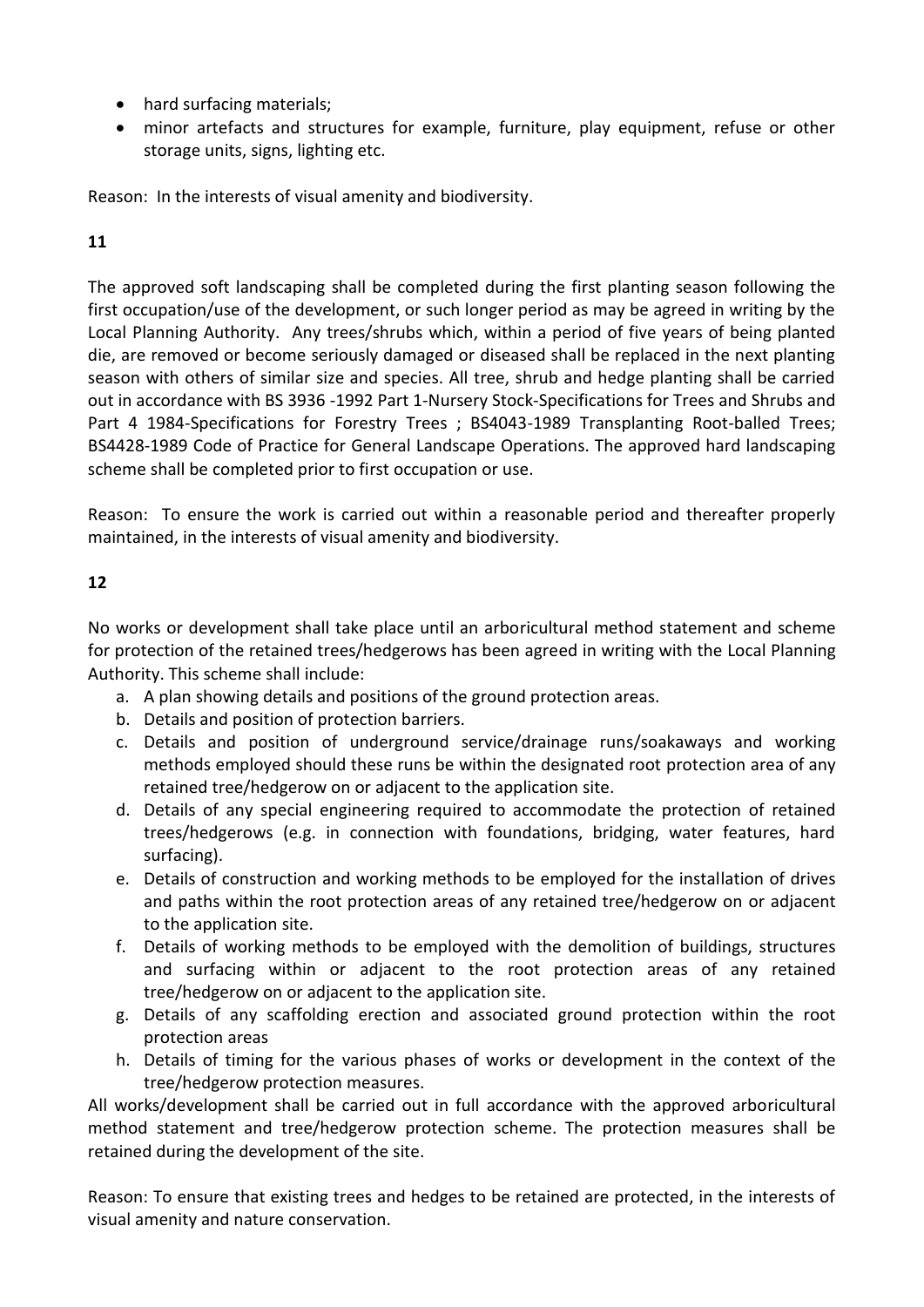- hard surfacing materials;
- minor artefacts and structures for example, furniture, play equipment, refuse or other storage units, signs, lighting etc.

Reason: In the interests of visual amenity and biodiversity.

**11**

The approved soft landscaping shall be completed during the first planting season following the first occupation/use of the development, or such longer period as may be agreed in writing by the Local Planning Authority. Any trees/shrubs which, within a period of five years of being planted die, are removed or become seriously damaged or diseased shall be replaced in the next planting season with others of similar size and species. All tree, shrub and hedge planting shall be carried out in accordance with BS 3936 -1992 Part 1-Nursery Stock-Specifications for Trees and Shrubs and Part 4 1984-Specifications for Forestry Trees ; BS4043-1989 Transplanting Root-balled Trees; BS4428-1989 Code of Practice for General Landscape Operations. The approved hard landscaping scheme shall be completed prior to first occupation or use.

Reason: To ensure the work is carried out within a reasonable period and thereafter properly maintained, in the interests of visual amenity and biodiversity.

**12**

No works or development shall take place until an arboricultural method statement and scheme for protection of the retained trees/hedgerows has been agreed in writing with the Local Planning Authority. This scheme shall include:

a. A plan showing details and positions of the ground protection areas.
b. Details and position of protection barriers.
c. Details and position of underground service/drainage runs/soakaways and working methods employed should these runs be within the designated root protection area of any retained tree/hedgerow on or adjacent to the application site.
d. Details of any special engineering required to accommodate the protection of retained trees/hedgerows (e.g. in connection with foundations, bridging, water features, hard surfacing).
e. Details of construction and working methods to be employed for the installation of drives and paths within the root protection areas of any retained tree/hedgerow on or adjacent to the application site.
f. Details of working methods to be employed with the demolition of buildings, structures and surfacing within or adjacent to the root protection areas of any retained tree/hedgerow on or adjacent to the application site.
g. Details of any scaffolding erection and associated ground protection within the root protection areas
h. Details of timing for the various phases of works or development in the context of the tree/hedgerow protection measures.

All works/development shall be carried out in full accordance with the approved arboricultural method statement and tree/hedgerow protection scheme. The protection measures shall be retained during the development of the site.

Reason: To ensure that existing trees and hedges to be retained are protected, in the interests of visual amenity and nature conservation.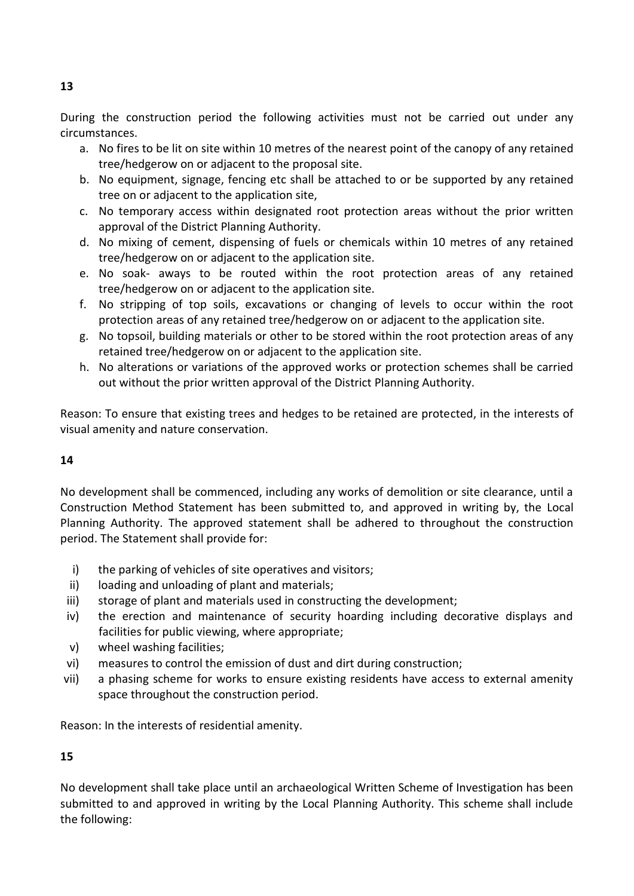**13**

During the construction period the following activities must not be carried out under any circumstances.

a. No fires to be lit on site within 10 metres of the nearest point of the canopy of any retained tree/hedgerow on or adjacent to the proposal site.
b. No equipment, signage, fencing etc shall be attached to or be supported by any retained tree on or adjacent to the application site,
c. No temporary access within designated root protection areas without the prior written approval of the District Planning Authority.
d. No mixing of cement, dispensing of fuels or chemicals within 10 metres of any retained tree/hedgerow on or adjacent to the application site.
e. No soak- aways to be routed within the root protection areas of any retained tree/hedgerow on or adjacent to the application site.
f. No stripping of top soils, excavations or changing of levels to occur within the root protection areas of any retained tree/hedgerow on or adjacent to the application site.
g. No topsoil, building materials or other to be stored within the root protection areas of any retained tree/hedgerow on or adjacent to the application site.
h. No alterations or variations of the approved works or protection schemes shall be carried out without the prior written approval of the District Planning Authority.

Reason: To ensure that existing trees and hedges to be retained are protected, in the interests of visual amenity and nature conservation.

**14**

No development shall be commenced, including any works of demolition or site clearance, until a Construction Method Statement has been submitted to, and approved in writing by, the Local Planning Authority. The approved statement shall be adhered to throughout the construction period. The Statement shall provide for:

i) the parking of vehicles of site operatives and visitors;
ii) loading and unloading of plant and materials;
iii) storage of plant and materials used in constructing the development;
iv) the erection and maintenance of security hoarding including decorative displays and facilities for public viewing, where appropriate;
v) wheel washing facilities;
vi) measures to control the emission of dust and dirt during construction;
vii) a phasing scheme for works to ensure existing residents have access to external amenity space throughout the construction period.

Reason: In the interests of residential amenity.

**15**

No development shall take place until an archaeological Written Scheme of Investigation has been submitted to and approved in writing by the Local Planning Authority. This scheme shall include the following: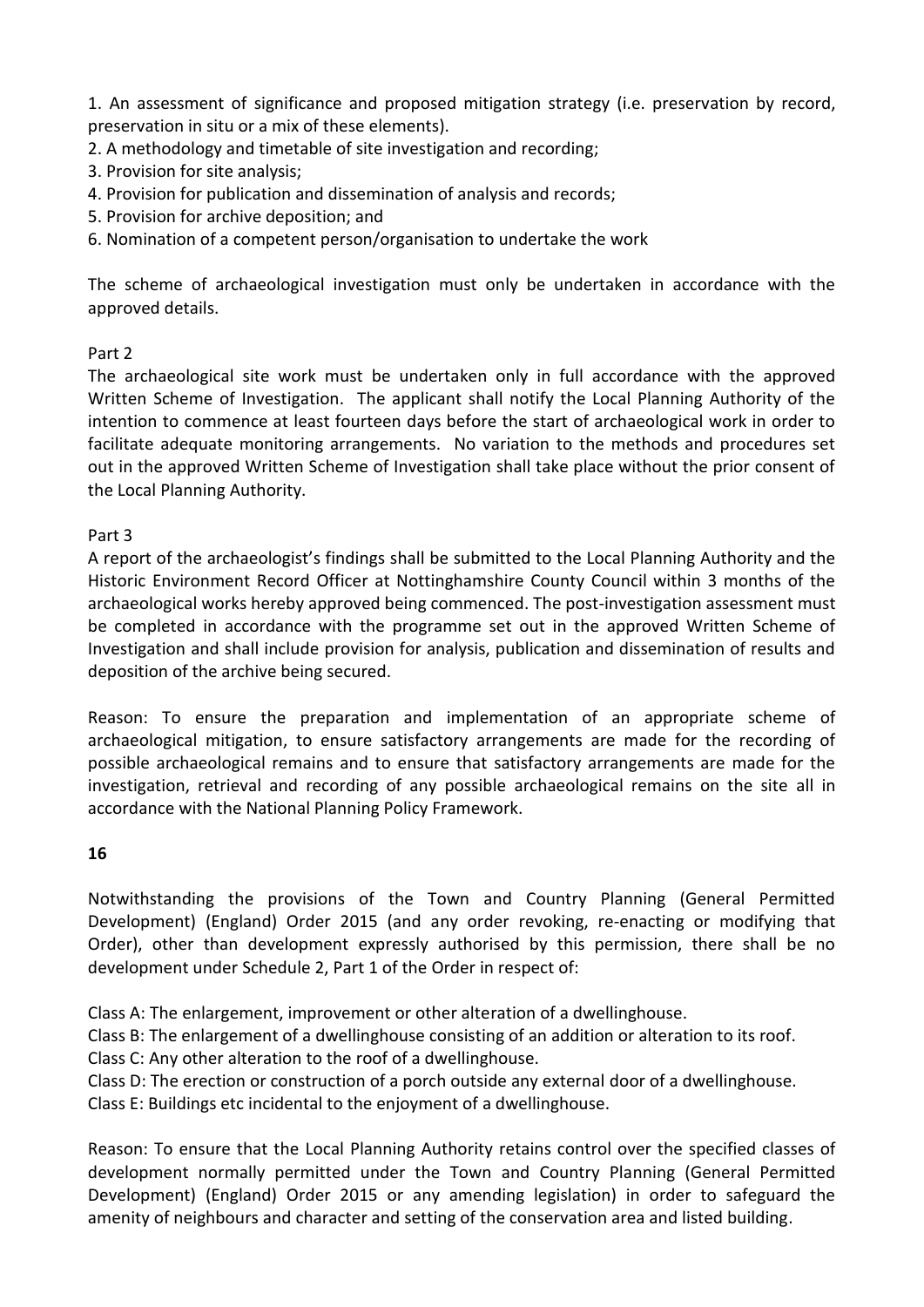1. An assessment of significance and proposed mitigation strategy (i.e. preservation by record, preservation in situ or a mix of these elements).
2. A methodology and timetable of site investigation and recording;
3. Provision for site analysis;
4. Provision for publication and dissemination of analysis and records;
5. Provision for archive deposition; and
6. Nomination of a competent person/organisation to undertake the work

The scheme of archaeological investigation must only be undertaken in accordance with the approved details.

Part 2

The archaeological site work must be undertaken only in full accordance with the approved Written Scheme of Investigation. The applicant shall notify the Local Planning Authority of the intention to commence at least fourteen days before the start of archaeological work in order to facilitate adequate monitoring arrangements. No variation to the methods and procedures set out in the approved Written Scheme of Investigation shall take place without the prior consent of the Local Planning Authority.

Part 3

A report of the archaeologist's findings shall be submitted to the Local Planning Authority and the Historic Environment Record Officer at Nottinghamshire County Council within 3 months of the archaeological works hereby approved being commenced. The post-investigation assessment must be completed in accordance with the programme set out in the approved Written Scheme of Investigation and shall include provision for analysis, publication and dissemination of results and deposition of the archive being secured.

Reason: To ensure the preparation and implementation of an appropriate scheme of archaeological mitigation, to ensure satisfactory arrangements are made for the recording of possible archaeological remains and to ensure that satisfactory arrangements are made for the investigation, retrieval and recording of any possible archaeological remains on the site all in accordance with the National Planning Policy Framework.

**16**

Notwithstanding the provisions of the Town and Country Planning (General Permitted Development) (England) Order 2015 (and any order revoking, re-enacting or modifying that Order), other than development expressly authorised by this permission, there shall be no development under Schedule 2, Part 1 of the Order in respect of:

Class A: The enlargement, improvement or other alteration of a dwellinghouse.
Class B: The enlargement of a dwellinghouse consisting of an addition or alteration to its roof.
Class C: Any other alteration to the roof of a dwellinghouse.
Class D: The erection or construction of a porch outside any external door of a dwellinghouse.
Class E: Buildings etc incidental to the enjoyment of a dwellinghouse.

Reason: To ensure that the Local Planning Authority retains control over the specified classes of development normally permitted under the Town and Country Planning (General Permitted Development) (England) Order 2015 or any amending legislation) in order to safeguard the amenity of neighbours and character and setting of the conservation area and listed building.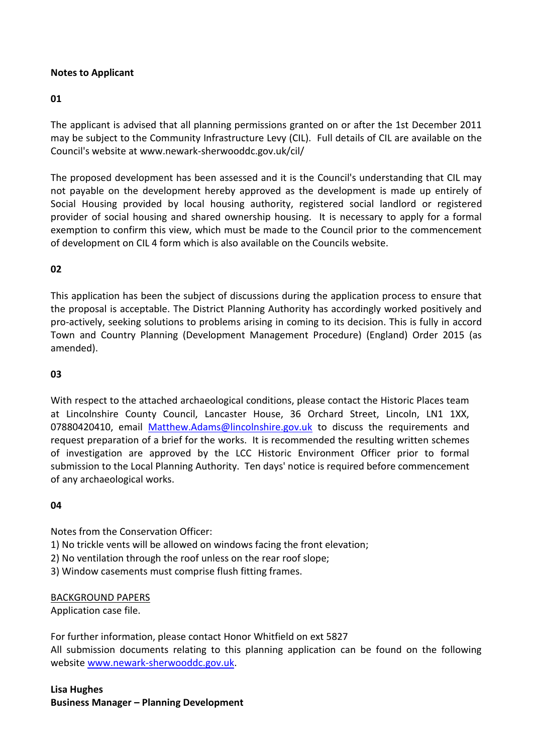**Notes to Applicant**

**01**

The applicant is advised that all planning permissions granted on or after the 1st December 2011 may be subject to the Community Infrastructure Levy (CIL). Full details of CIL are available on the Council's website at www.newark-sherwooddc.gov.uk/cil/

The proposed development has been assessed and it is the Council's understanding that CIL may not payable on the development hereby approved as the development is made up entirely of Social Housing provided by local housing authority, registered social landlord or registered provider of social housing and shared ownership housing. It is necessary to apply for a formal exemption to confirm this view, which must be made to the Council prior to the commencement of development on CIL 4 form which is also available on the Councils website.

**02**

This application has been the subject of discussions during the application process to ensure that the proposal is acceptable. The District Planning Authority has accordingly worked positively and pro-actively, seeking solutions to problems arising in coming to its decision. This is fully in accord Town and Country Planning (Development Management Procedure) (England) Order 2015 (as amended).

**03**

With respect to the attached archaeological conditions, please contact the Historic Places team at Lincolnshire County Council, Lancaster House, 36 Orchard Street, Lincoln, LN1 1XX, 07880420410, email Matthew.Adams@lincolnshire.gov.uk to discuss the requirements and request preparation of a brief for the works. It is recommended the resulting written schemes of investigation are approved by the LCC Historic Environment Officer prior to formal submission to the Local Planning Authority. Ten days' notice is required before commencement of any archaeological works.

**04**

Notes from the Conservation Officer:
1) No trickle vents will be allowed on windows facing the front elevation;
2) No ventilation through the roof unless on the rear roof slope;
3) Window casements must comprise flush fitting frames.

BACKGROUND PAPERS
Application case file.

For further information, please contact Honor Whitfield on ext 5827
All submission documents relating to this planning application can be found on the following website www.newark-sherwooddc.gov.uk.

**Lisa Hughes**
**Business Manager – Planning Development**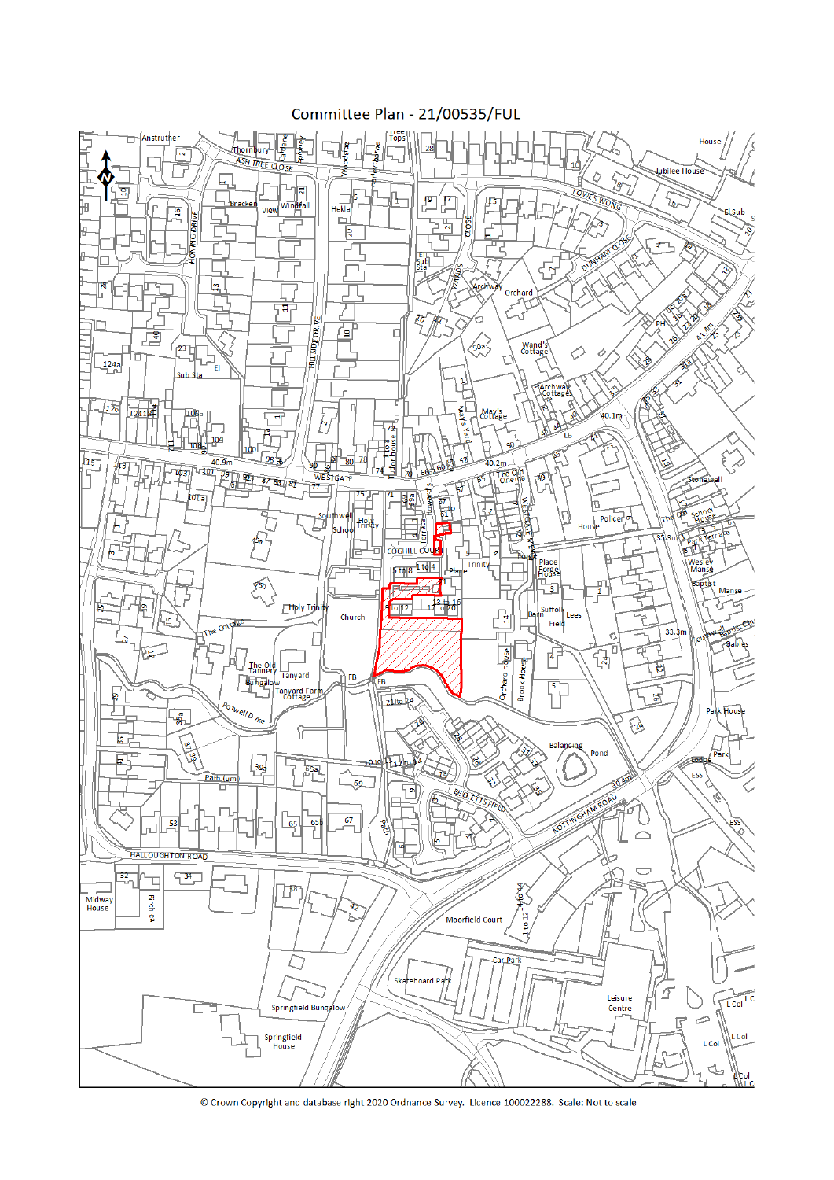Committee Plan - 21/00535/FUL

© Crown Copyright and database right 2020 Ordnance Survey. Licence 100022288. Scale: Not to scale